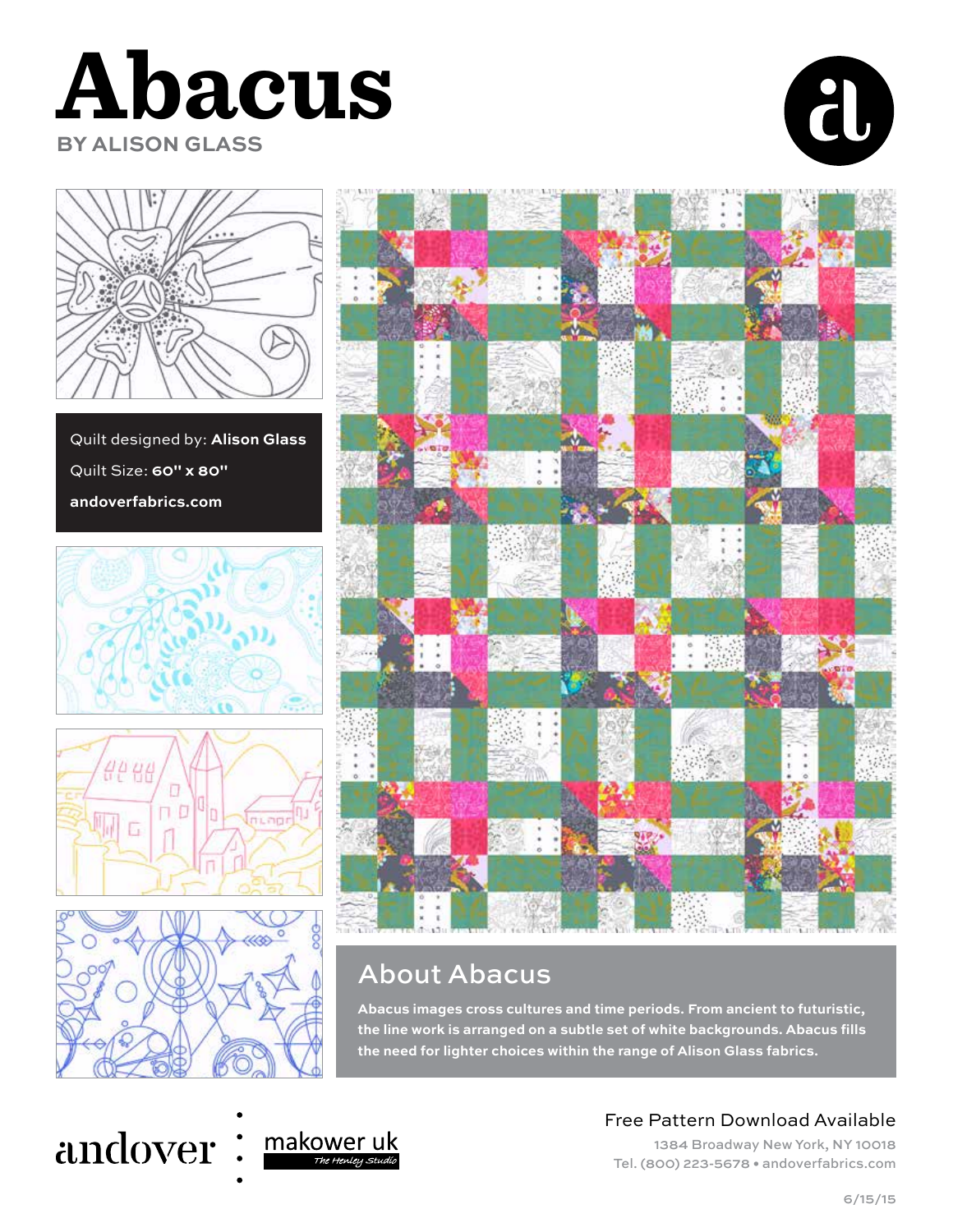# Abacus

**BY ALISON GLASS**

Quilt designed by: **Alison Glass**

Quilt Size: **60" x 80"**

**andoverfabrics.com**

## About Abacus

**Abacus images cross cultures and time periods. From ancient to futuristic, the line work is arranged on a subtle set of white backgrounds. Abacus fills the need for lighter choices within the range of Alison Glass fabrics.**

andover • makower uk *The Henley Studio*

Free Pattern Download Available

1384 Broadway New York, NY 10018
Tel. (800) 223-5678 • andoverfabrics.com

6/15/15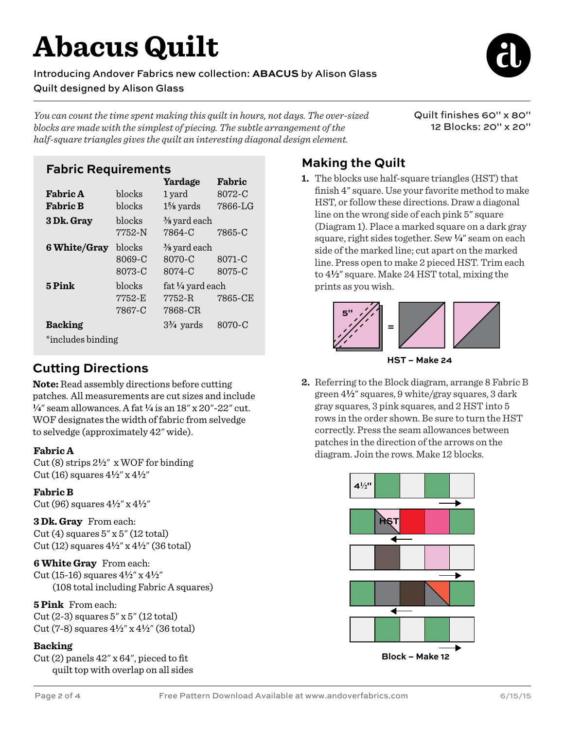# Abacus Quilt

Introducing Andover Fabrics new collection: **ABACUS** by Alison Glass
Quilt designed by Alison Glass

*You can count the time spent making this quilt in hours, not days. The over-sized blocks are made with the simplest of piecing. The subtle arrangement of the half-square triangles gives the quilt an interesting diagonal design element.*

Quilt finishes 60" x 80"
12 Blocks: 20" x 20"

## Fabric Requirements

| | | Yardage | Fabric |
|---|---|---|---|
| **Fabric A** | blocks | 1 yard | 8072-C |
| **Fabric B** | blocks | 1⅝ yards | 7866-LG |
| **3 Dk. Gray** | blocks | ⅜ yard each | |
| | 7752-N | 7864-C | 7865-C |
| **6 White/Gray** | blocks | ⅜ yard each | |
| | 8069-C | 8070-C | 8071-C |
| | 8073-C | 8074-C | 8075-C |
| **5 Pink** | blocks | fat ¼ yard each | |
| | 7752-E | 7752-R | 7865-CE |
| | 7867-C | 7868-CR | |
| **Backing** | | 3¾ yards | 8070-C |

*includes binding

## Cutting Directions

**Note:** Read assembly directions before cutting patches. All measurements are cut sizes and include ¼" seam allowances. A fat ¼ is an 18" x 20"-22" cut. WOF designates the width of fabric from selvedge to selvedge (approximately 42" wide).

**Fabric A**
Cut (8) strips 2½" x WOF for binding
Cut (16) squares 4½" x 4½"

**Fabric B**
Cut (96) squares 4½" x 4½"

**3 Dk. Gray** From each:
Cut (4) squares 5" x 5" (12 total)
Cut (12) squares 4½" x 4½" (36 total)

**6 White Gray** From each:
Cut (15-16) squares 4½" x 4½"
(108 total including Fabric A squares)

**5 Pink** From each:
Cut (2-3) squares 5" x 5" (12 total)
Cut (7-8) squares 4½" x 4½" (36 total)

**Backing**
Cut (2) panels 42" x 64", pieced to fit quilt top with overlap on all sides

## Making the Quilt

1. The blocks use half-square triangles (HST) that finish 4" square. Use your favorite method to make HST, or follow these directions. Draw a diagonal line on the wrong side of each pink 5" square (Diagram 1). Place a marked square on a dark gray square, right sides together. Sew ¼" seam on each side of the marked line; cut apart on the marked line. Press open to make 2 pieced HST. Trim each to 4½" square. Make 24 HST total, mixing the prints as you wish.

5" =

HST – Make 24

2. Referring to the Block diagram, arrange 8 Fabric B green 4½" squares, 9 white/gray squares, 3 dark gray squares, 3 pink squares, and 2 HST into 5 rows in the order shown. Be sure to turn the HST correctly. Press the seam allowances between patches in the direction of the arrows on the diagram. Join the rows. Make 12 blocks.

4½" HST

Block – Make 12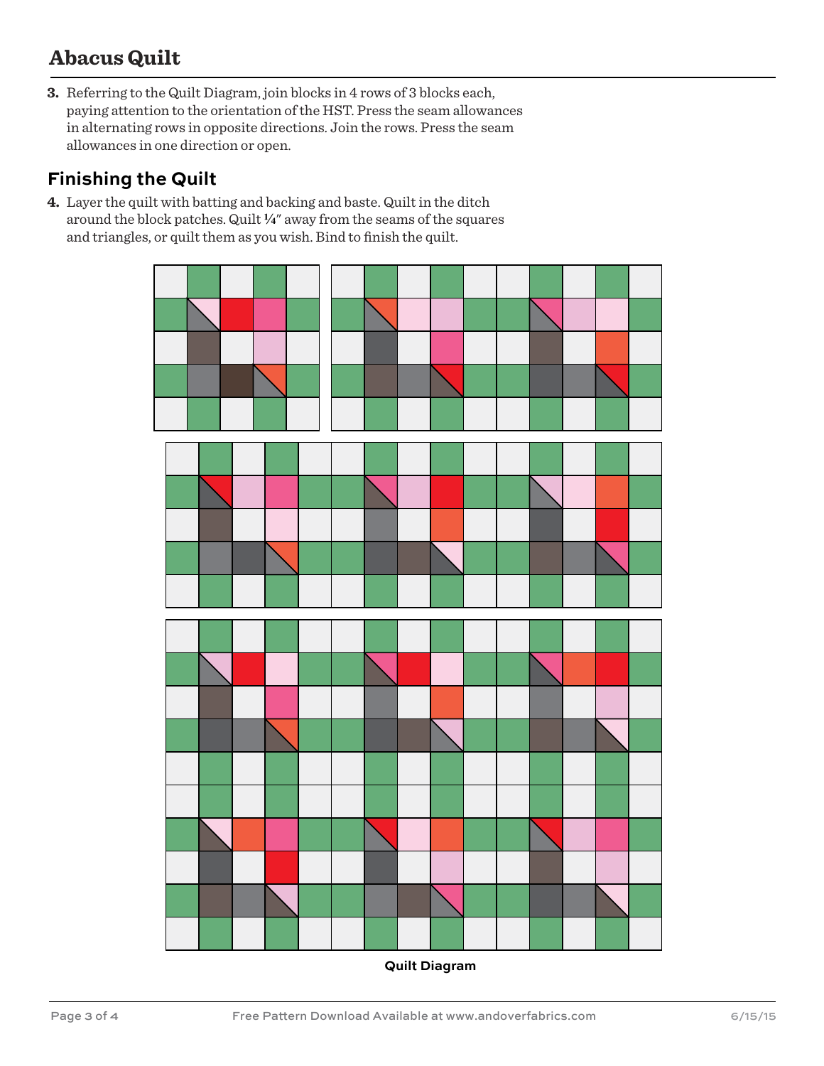3. Referring to the Quilt Diagram, join blocks in 4 rows of 3 blocks each, paying attention to the orientation of the HST. Press the seam allowances in alternating rows in opposite directions. Join the rows. Press the seam allowances in one direction or open.

## Finishing the Quilt

4. Layer the quilt with batting and backing and baste. Quilt in the ditch around the block patches. Quilt ¼″ away from the seams of the squares and triangles, or quilt them as you wish. Bind to finish the quilt.

Quilt Diagram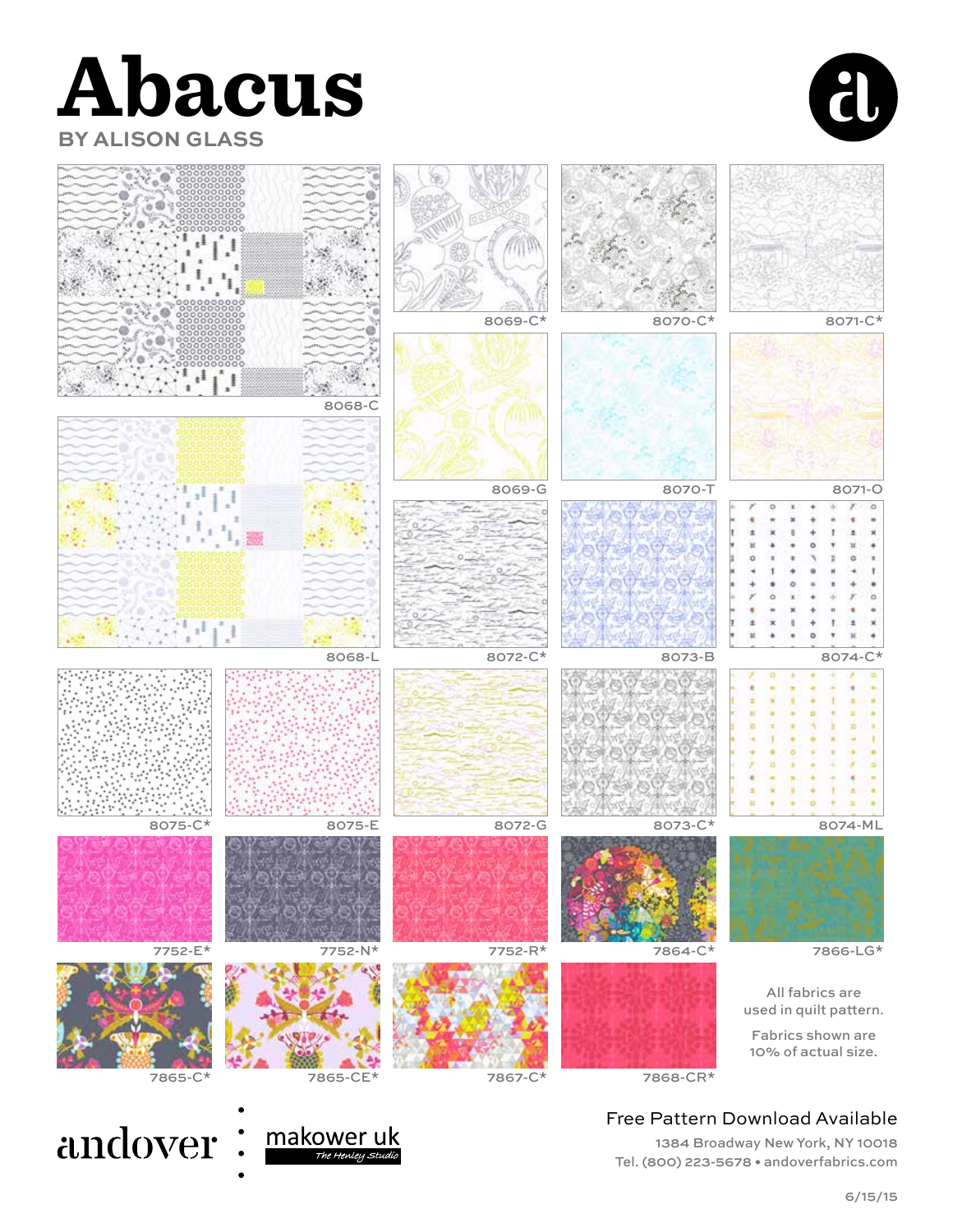# Abacus

BY ALISON GLASS

8068-C

8069-C*

8070-C*

8071-C*

8069-G

8070-T

8071-O

8068-L

8072-C*

8073-B

8074-C*

8075-C*

8075-E

8072-G

8073-C*

8074-ML

7752-E*

7752-N*

7752-R*

7864-C*

7866-LG*

7865-C*

7865-CE*

7867-C*

7868-CR*

All fabrics are used in quilt pattern.

Fabrics shown are 10% of actual size.

andover

makower uk
*The Henley Studio*

Free Pattern Download Available

1384 Broadway New York, NY 10018
Tel. (800) 223-5678 • andoverfabrics.com

6/15/15